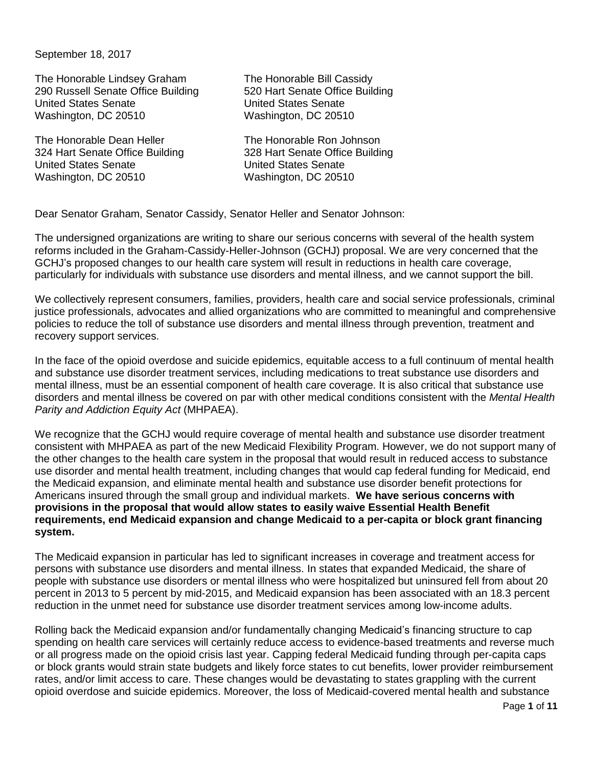September 18, 2017

The Honorable Lindsey Graham
290 Russell Senate Office Building
United States Senate
Washington, DC 20510

The Honorable Bill Cassidy
520 Hart Senate Office Building
United States Senate
Washington, DC 20510

The Honorable Dean Heller
324 Hart Senate Office Building
United States Senate
Washington, DC 20510

The Honorable Ron Johnson
328 Hart Senate Office Building
United States Senate
Washington, DC 20510

Dear Senator Graham, Senator Cassidy, Senator Heller and Senator Johnson:

The undersigned organizations are writing to share our serious concerns with several of the health system reforms included in the Graham-Cassidy-Heller-Johnson (GCHJ) proposal. We are very concerned that the GCHJ's proposed changes to our health care system will result in reductions in health care coverage, particularly for individuals with substance use disorders and mental illness, and we cannot support the bill.

We collectively represent consumers, families, providers, health care and social service professionals, criminal justice professionals, advocates and allied organizations who are committed to meaningful and comprehensive policies to reduce the toll of substance use disorders and mental illness through prevention, treatment and recovery support services.

In the face of the opioid overdose and suicide epidemics, equitable access to a full continuum of mental health and substance use disorder treatment services, including medications to treat substance use disorders and mental illness, must be an essential component of health care coverage. It is also critical that substance use disorders and mental illness be covered on par with other medical conditions consistent with the *Mental Health Parity and Addiction Equity Act* (MHPAEA).

We recognize that the GCHJ would require coverage of mental health and substance use disorder treatment consistent with MHPAEA as part of the new Medicaid Flexibility Program. However, we do not support many of the other changes to the health care system in the proposal that would result in reduced access to substance use disorder and mental health treatment, including changes that would cap federal funding for Medicaid, end the Medicaid expansion, and eliminate mental health and substance use disorder benefit protections for Americans insured through the small group and individual markets. **We have serious concerns with provisions in the proposal that would allow states to easily waive Essential Health Benefit requirements, end Medicaid expansion and change Medicaid to a per-capita or block grant financing system.**

The Medicaid expansion in particular has led to significant increases in coverage and treatment access for persons with substance use disorders and mental illness. In states that expanded Medicaid, the share of people with substance use disorders or mental illness who were hospitalized but uninsured fell from about 20 percent in 2013 to 5 percent by mid-2015, and Medicaid expansion has been associated with an 18.3 percent reduction in the unmet need for substance use disorder treatment services among low-income adults.

Rolling back the Medicaid expansion and/or fundamentally changing Medicaid's financing structure to cap spending on health care services will certainly reduce access to evidence-based treatments and reverse much or all progress made on the opioid crisis last year. Capping federal Medicaid funding through per-capita caps or block grants would strain state budgets and likely force states to cut benefits, lower provider reimbursement rates, and/or limit access to care. These changes would be devastating to states grappling with the current opioid overdose and suicide epidemics. Moreover, the loss of Medicaid-covered mental health and substance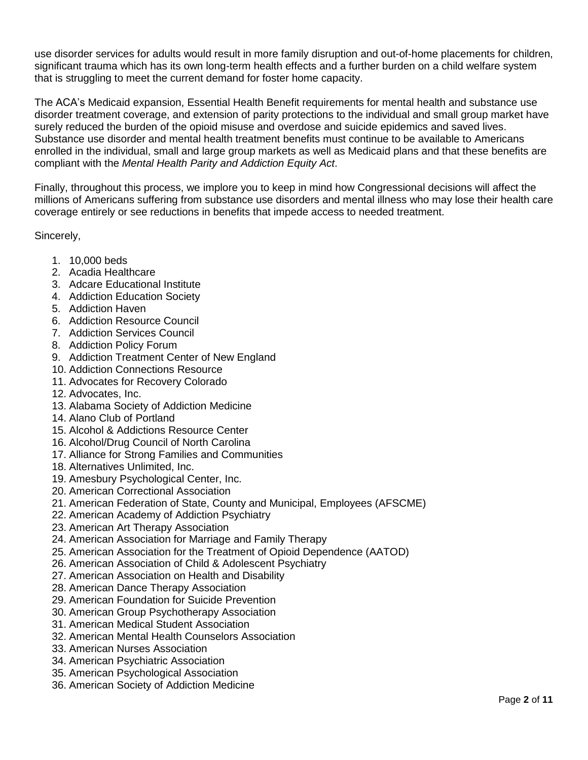use disorder services for adults would result in more family disruption and out-of-home placements for children, significant trauma which has its own long-term health effects and a further burden on a child welfare system that is struggling to meet the current demand for foster home capacity.

The ACA's Medicaid expansion, Essential Health Benefit requirements for mental health and substance use disorder treatment coverage, and extension of parity protections to the individual and small group market have surely reduced the burden of the opioid misuse and overdose and suicide epidemics and saved lives. Substance use disorder and mental health treatment benefits must continue to be available to Americans enrolled in the individual, small and large group markets as well as Medicaid plans and that these benefits are compliant with the *Mental Health Parity and Addiction Equity Act*.

Finally, throughout this process, we implore you to keep in mind how Congressional decisions will affect the millions of Americans suffering from substance use disorders and mental illness who may lose their health care coverage entirely or see reductions in benefits that impede access to needed treatment.

Sincerely,

1. 10,000 beds
2. Acadia Healthcare
3. Adcare Educational Institute
4. Addiction Education Society
5. Addiction Haven
6. Addiction Resource Council
7. Addiction Services Council
8. Addiction Policy Forum
9. Addiction Treatment Center of New England
10. Addiction Connections Resource
11. Advocates for Recovery Colorado
12. Advocates, Inc.
13. Alabama Society of Addiction Medicine
14. Alano Club of Portland
15. Alcohol & Addictions Resource Center
16. Alcohol/Drug Council of North Carolina
17. Alliance for Strong Families and Communities
18. Alternatives Unlimited, Inc.
19. Amesbury Psychological Center, Inc.
20. American Correctional Association
21. American Federation of State, County and Municipal, Employees (AFSCME)
22. American Academy of Addiction Psychiatry
23. American Art Therapy Association
24. American Association for Marriage and Family Therapy
25. American Association for the Treatment of Opioid Dependence (AATOD)
26. American Association of Child & Adolescent Psychiatry
27. American Association on Health and Disability
28. American Dance Therapy Association
29. American Foundation for Suicide Prevention
30. American Group Psychotherapy Association
31. American Medical Student Association
32. American Mental Health Counselors Association
33. American Nurses Association
34. American Psychiatric Association
35. American Psychological Association
36. American Society of Addiction Medicine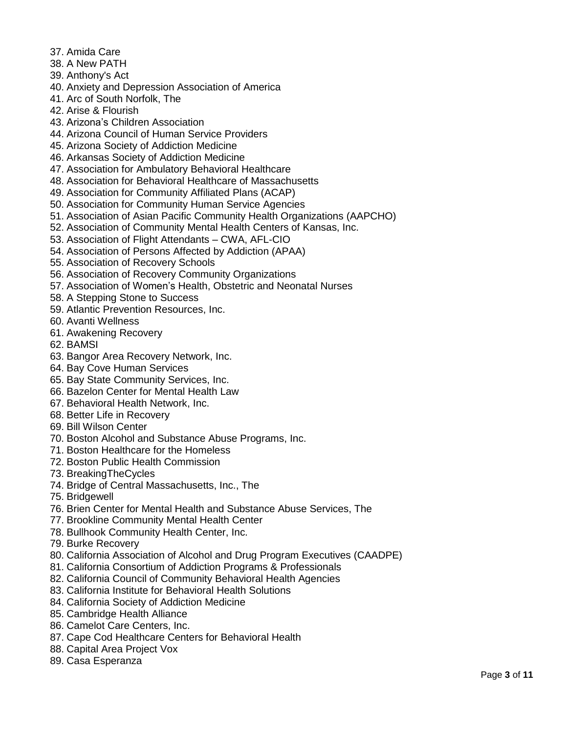37. Amida Care
38. A New PATH
39. Anthony's Act
40. Anxiety and Depression Association of America
41. Arc of South Norfolk, The
42. Arise & Flourish
43. Arizona's Children Association
44. Arizona Council of Human Service Providers
45. Arizona Society of Addiction Medicine
46. Arkansas Society of Addiction Medicine
47. Association for Ambulatory Behavioral Healthcare
48. Association for Behavioral Healthcare of Massachusetts
49. Association for Community Affiliated Plans (ACAP)
50. Association for Community Human Service Agencies
51. Association of Asian Pacific Community Health Organizations (AAPCHO)
52. Association of Community Mental Health Centers of Kansas, Inc.
53. Association of Flight Attendants – CWA, AFL-CIO
54. Association of Persons Affected by Addiction (APAA)
55. Association of Recovery Schools
56. Association of Recovery Community Organizations
57. Association of Women's Health, Obstetric and Neonatal Nurses
58. A Stepping Stone to Success
59. Atlantic Prevention Resources, Inc.
60. Avanti Wellness
61. Awakening Recovery
62. BAMSI
63. Bangor Area Recovery Network, Inc.
64. Bay Cove Human Services
65. Bay State Community Services, Inc.
66. Bazelon Center for Mental Health Law
67. Behavioral Health Network, Inc.
68. Better Life in Recovery
69. Bill Wilson Center
70. Boston Alcohol and Substance Abuse Programs, Inc.
71. Boston Healthcare for the Homeless
72. Boston Public Health Commission
73. BreakingTheCycles
74. Bridge of Central Massachusetts, Inc., The
75. Bridgewell
76. Brien Center for Mental Health and Substance Abuse Services, The
77. Brookline Community Mental Health Center
78. Bullhook Community Health Center, Inc.
79. Burke Recovery
80. California Association of Alcohol and Drug Program Executives (CAADPE)
81. California Consortium of Addiction Programs & Professionals
82. California Council of Community Behavioral Health Agencies
83. California Institute for Behavioral Health Solutions
84. California Society of Addiction Medicine
85. Cambridge Health Alliance
86. Camelot Care Centers, Inc.
87. Cape Cod Healthcare Centers for Behavioral Health
88. Capital Area Project Vox
89. Casa Esperanza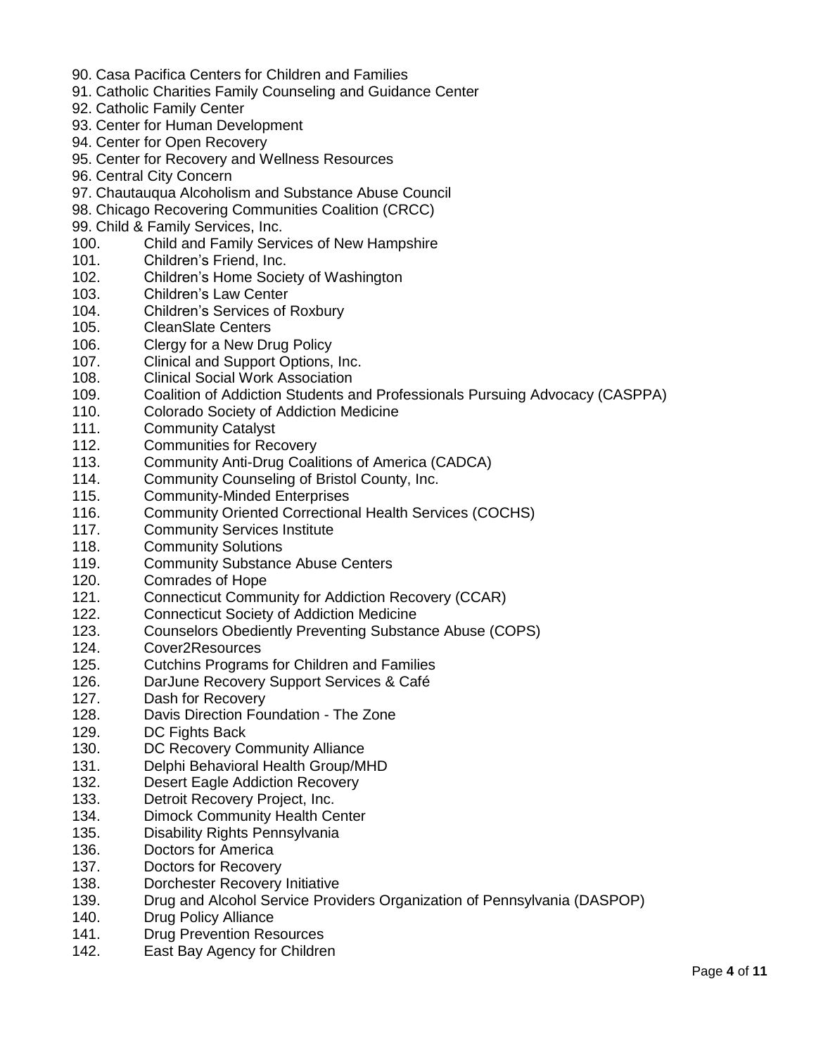90. Casa Pacifica Centers for Children and Families
91. Catholic Charities Family Counseling and Guidance Center
92. Catholic Family Center
93. Center for Human Development
94. Center for Open Recovery
95. Center for Recovery and Wellness Resources
96. Central City Concern
97. Chautauqua Alcoholism and Substance Abuse Council
98. Chicago Recovering Communities Coalition (CRCC)
99. Child & Family Services, Inc.
100. Child and Family Services of New Hampshire
101. Children's Friend, Inc.
102. Children's Home Society of Washington
103. Children's Law Center
104. Children's Services of Roxbury
105. CleanSlate Centers
106. Clergy for a New Drug Policy
107. Clinical and Support Options, Inc.
108. Clinical Social Work Association
109. Coalition of Addiction Students and Professionals Pursuing Advocacy (CASPPA)
110. Colorado Society of Addiction Medicine
111. Community Catalyst
112. Communities for Recovery
113. Community Anti-Drug Coalitions of America (CADCA)
114. Community Counseling of Bristol County, Inc.
115. Community-Minded Enterprises
116. Community Oriented Correctional Health Services (COCHS)
117. Community Services Institute
118. Community Solutions
119. Community Substance Abuse Centers
120. Comrades of Hope
121. Connecticut Community for Addiction Recovery (CCAR)
122. Connecticut Society of Addiction Medicine
123. Counselors Obediently Preventing Substance Abuse (COPS)
124. Cover2Resources
125. Cutchins Programs for Children and Families
126. DarJune Recovery Support Services & Café
127. Dash for Recovery
128. Davis Direction Foundation - The Zone
129. DC Fights Back
130. DC Recovery Community Alliance
131. Delphi Behavioral Health Group/MHD
132. Desert Eagle Addiction Recovery
133. Detroit Recovery Project, Inc.
134. Dimock Community Health Center
135. Disability Rights Pennsylvania
136. Doctors for America
137. Doctors for Recovery
138. Dorchester Recovery Initiative
139. Drug and Alcohol Service Providers Organization of Pennsylvania (DASPOP)
140. Drug Policy Alliance
141. Drug Prevention Resources
142. East Bay Agency for Children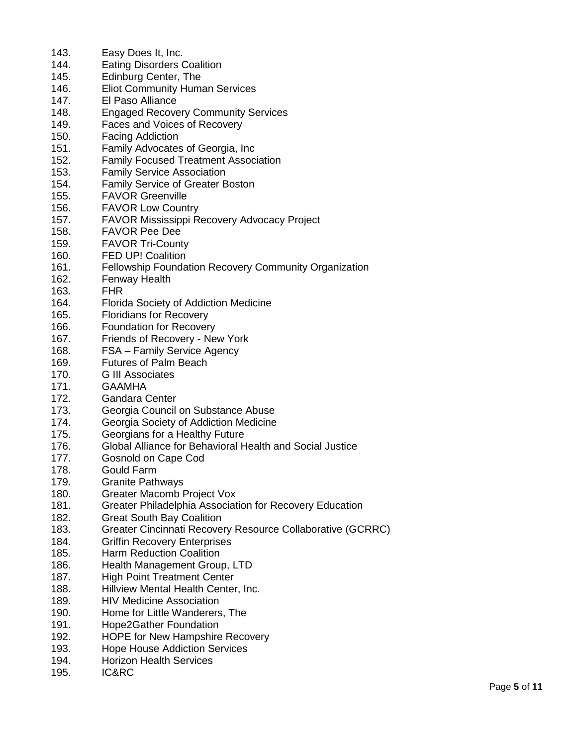143. Easy Does It, Inc.
144. Eating Disorders Coalition
145. Edinburg Center, The
146. Eliot Community Human Services
147. El Paso Alliance
148. Engaged Recovery Community Services
149. Faces and Voices of Recovery
150. Facing Addiction
151. Family Advocates of Georgia, Inc
152. Family Focused Treatment Association
153. Family Service Association
154. Family Service of Greater Boston
155. FAVOR Greenville
156. FAVOR Low Country
157. FAVOR Mississippi Recovery Advocacy Project
158. FAVOR Pee Dee
159. FAVOR Tri-County
160. FED UP! Coalition
161. Fellowship Foundation Recovery Community Organization
162. Fenway Health
163. FHR
164. Florida Society of Addiction Medicine
165. Floridians for Recovery
166. Foundation for Recovery
167. Friends of Recovery - New York
168. FSA – Family Service Agency
169. Futures of Palm Beach
170. G III Associates
171. GAAMHA
172. Gandara Center
173. Georgia Council on Substance Abuse
174. Georgia Society of Addiction Medicine
175. Georgians for a Healthy Future
176. Global Alliance for Behavioral Health and Social Justice
177. Gosnold on Cape Cod
178. Gould Farm
179. Granite Pathways
180. Greater Macomb Project Vox
181. Greater Philadelphia Association for Recovery Education
182. Great South Bay Coalition
183. Greater Cincinnati Recovery Resource Collaborative (GCRRC)
184. Griffin Recovery Enterprises
185. Harm Reduction Coalition
186. Health Management Group, LTD
187. High Point Treatment Center
188. Hillview Mental Health Center, Inc.
189. HIV Medicine Association
190. Home for Little Wanderers, The
191. Hope2Gather Foundation
192. HOPE for New Hampshire Recovery
193. Hope House Addiction Services
194. Horizon Health Services
195. IC&RC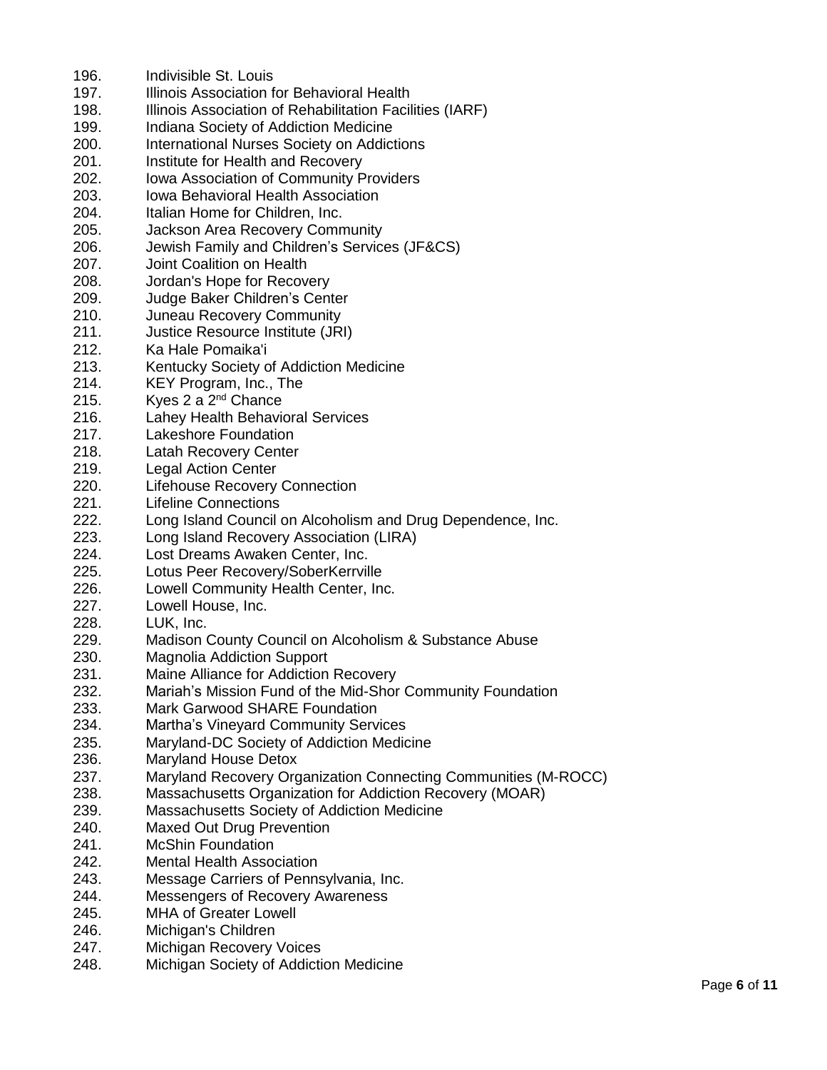196. Indivisible St. Louis
197. Illinois Association for Behavioral Health
198. Illinois Association of Rehabilitation Facilities (IARF)
199. Indiana Society of Addiction Medicine
200. International Nurses Society on Addictions
201. Institute for Health and Recovery
202. Iowa Association of Community Providers
203. Iowa Behavioral Health Association
204. Italian Home for Children, Inc.
205. Jackson Area Recovery Community
206. Jewish Family and Children's Services (JF&CS)
207. Joint Coalition on Health
208. Jordan's Hope for Recovery
209. Judge Baker Children's Center
210. Juneau Recovery Community
211. Justice Resource Institute (JRI)
212. Ka Hale Pomaika'i
213. Kentucky Society of Addiction Medicine
214. KEY Program, Inc., The
215. Kyes 2 a 2nd Chance
216. Lahey Health Behavioral Services
217. Lakeshore Foundation
218. Latah Recovery Center
219. Legal Action Center
220. Lifehouse Recovery Connection
221. Lifeline Connections
222. Long Island Council on Alcoholism and Drug Dependence, Inc.
223. Long Island Recovery Association (LIRA)
224. Lost Dreams Awaken Center, Inc.
225. Lotus Peer Recovery/SoberKerrville
226. Lowell Community Health Center, Inc.
227. Lowell House, Inc.
228. LUK, Inc.
229. Madison County Council on Alcoholism & Substance Abuse
230. Magnolia Addiction Support
231. Maine Alliance for Addiction Recovery
232. Mariah's Mission Fund of the Mid-Shor Community Foundation
233. Mark Garwood SHARE Foundation
234. Martha's Vineyard Community Services
235. Maryland-DC Society of Addiction Medicine
236. Maryland House Detox
237. Maryland Recovery Organization Connecting Communities (M-ROCC)
238. Massachusetts Organization for Addiction Recovery (MOAR)
239. Massachusetts Society of Addiction Medicine
240. Maxed Out Drug Prevention
241. McShin Foundation
242. Mental Health Association
243. Message Carriers of Pennsylvania, Inc.
244. Messengers of Recovery Awareness
245. MHA of Greater Lowell
246. Michigan's Children
247. Michigan Recovery Voices
248. Michigan Society of Addiction Medicine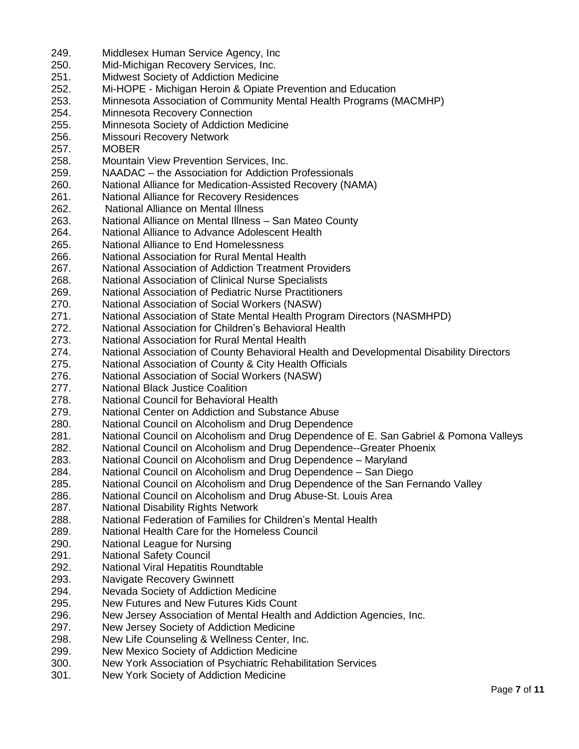249. Middlesex Human Service Agency, Inc
250. Mid-Michigan Recovery Services, Inc.
251. Midwest Society of Addiction Medicine
252. Mi-HOPE - Michigan Heroin & Opiate Prevention and Education
253. Minnesota Association of Community Mental Health Programs (MACMHP)
254. Minnesota Recovery Connection
255. Minnesota Society of Addiction Medicine
256. Missouri Recovery Network
257. MOBER
258. Mountain View Prevention Services, Inc.
259. NAADAC – the Association for Addiction Professionals
260. National Alliance for Medication-Assisted Recovery (NAMA)
261. National Alliance for Recovery Residences
262. National Alliance on Mental Illness
263. National Alliance on Mental Illness – San Mateo County
264. National Alliance to Advance Adolescent Health
265. National Alliance to End Homelessness
266. National Association for Rural Mental Health
267. National Association of Addiction Treatment Providers
268. National Association of Clinical Nurse Specialists
269. National Association of Pediatric Nurse Practitioners
270. National Association of Social Workers (NASW)
271. National Association of State Mental Health Program Directors (NASMHPD)
272. National Association for Children's Behavioral Health
273. National Association for Rural Mental Health
274. National Association of County Behavioral Health and Developmental Disability Directors
275. National Association of County & City Health Officials
276. National Association of Social Workers (NASW)
277. National Black Justice Coalition
278. National Council for Behavioral Health
279. National Center on Addiction and Substance Abuse
280. National Council on Alcoholism and Drug Dependence
281. National Council on Alcoholism and Drug Dependence of E. San Gabriel & Pomona Valleys
282. National Council on Alcoholism and Drug Dependence--Greater Phoenix
283. National Council on Alcoholism and Drug Dependence – Maryland
284. National Council on Alcoholism and Drug Dependence – San Diego
285. National Council on Alcoholism and Drug Dependence of the San Fernando Valley
286. National Council on Alcoholism and Drug Abuse-St. Louis Area
287. National Disability Rights Network
288. National Federation of Families for Children's Mental Health
289. National Health Care for the Homeless Council
290. National League for Nursing
291. National Safety Council
292. National Viral Hepatitis Roundtable
293. Navigate Recovery Gwinnett
294. Nevada Society of Addiction Medicine
295. New Futures and New Futures Kids Count
296. New Jersey Association of Mental Health and Addiction Agencies, Inc.
297. New Jersey Society of Addiction Medicine
298. New Life Counseling & Wellness Center, Inc.
299. New Mexico Society of Addiction Medicine
300. New York Association of Psychiatric Rehabilitation Services
301. New York Society of Addiction Medicine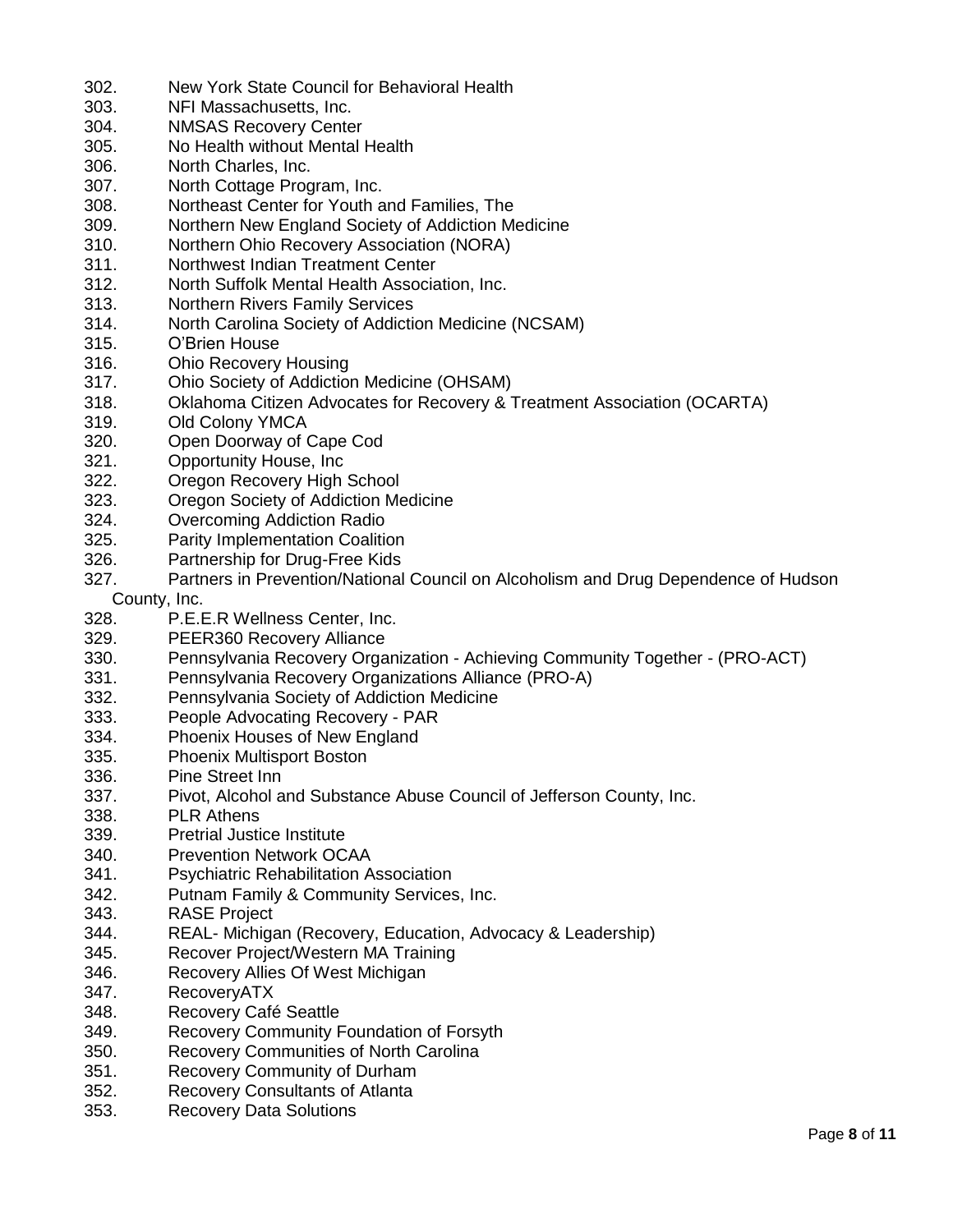302. New York State Council for Behavioral Health
303. NFI Massachusetts, Inc.
304. NMSAS Recovery Center
305. No Health without Mental Health
306. North Charles, Inc.
307. North Cottage Program, Inc.
308. Northeast Center for Youth and Families, The
309. Northern New England Society of Addiction Medicine
310. Northern Ohio Recovery Association (NORA)
311. Northwest Indian Treatment Center
312. North Suffolk Mental Health Association, Inc.
313. Northern Rivers Family Services
314. North Carolina Society of Addiction Medicine (NCSAM)
315. O'Brien House
316. Ohio Recovery Housing
317. Ohio Society of Addiction Medicine (OHSAM)
318. Oklahoma Citizen Advocates for Recovery & Treatment Association (OCARTA)
319. Old Colony YMCA
320. Open Doorway of Cape Cod
321. Opportunity House, Inc
322. Oregon Recovery High School
323. Oregon Society of Addiction Medicine
324. Overcoming Addiction Radio
325. Parity Implementation Coalition
326. Partnership for Drug-Free Kids
327. Partners in Prevention/National Council on Alcoholism and Drug Dependence of Hudson County, Inc.
328. P.E.E.R Wellness Center, Inc.
329. PEER360 Recovery Alliance
330. Pennsylvania Recovery Organization - Achieving Community Together - (PRO-ACT)
331. Pennsylvania Recovery Organizations Alliance (PRO-A)
332. Pennsylvania Society of Addiction Medicine
333. People Advocating Recovery - PAR
334. Phoenix Houses of New England
335. Phoenix Multisport Boston
336. Pine Street Inn
337. Pivot, Alcohol and Substance Abuse Council of Jefferson County, Inc.
338. PLR Athens
339. Pretrial Justice Institute
340. Prevention Network OCAA
341. Psychiatric Rehabilitation Association
342. Putnam Family & Community Services, Inc.
343. RASE Project
344. REAL- Michigan (Recovery, Education, Advocacy & Leadership)
345. Recover Project/Western MA Training
346. Recovery Allies Of West Michigan
347. RecoveryATX
348. Recovery Café Seattle
349. Recovery Community Foundation of Forsyth
350. Recovery Communities of North Carolina
351. Recovery Community of Durham
352. Recovery Consultants of Atlanta
353. Recovery Data Solutions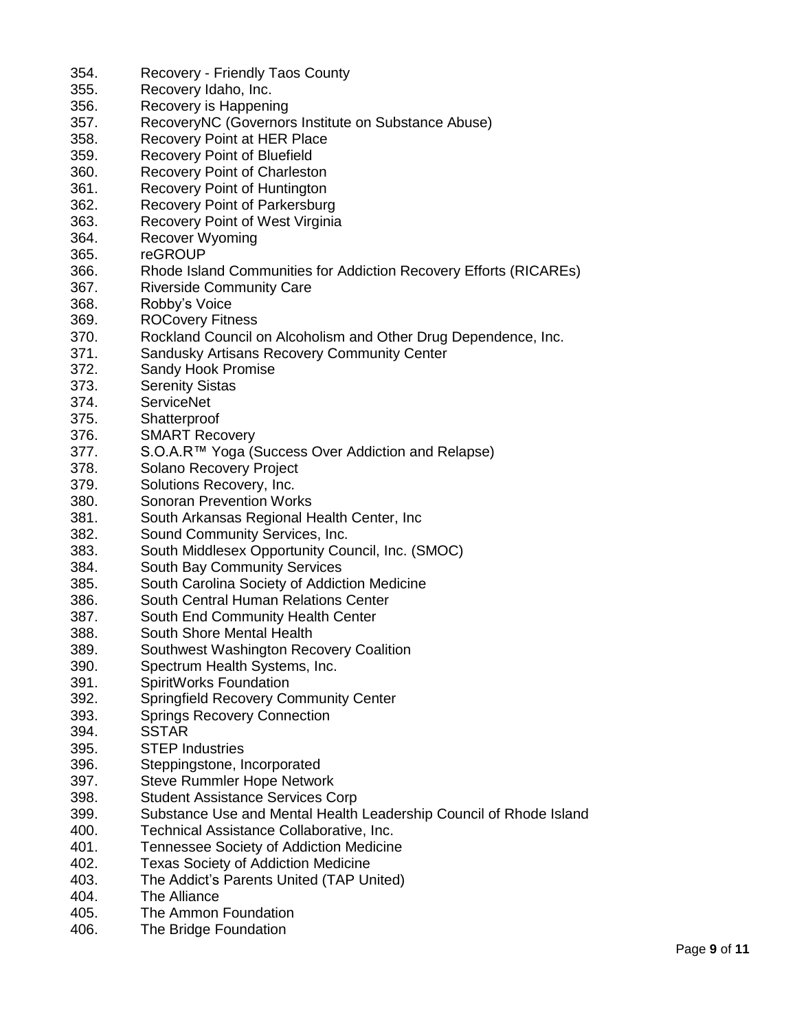354. Recovery - Friendly Taos County
355. Recovery Idaho, Inc.
356. Recovery is Happening
357. RecoveryNC (Governors Institute on Substance Abuse)
358. Recovery Point at HER Place
359. Recovery Point of Bluefield
360. Recovery Point of Charleston
361. Recovery Point of Huntington
362. Recovery Point of Parkersburg
363. Recovery Point of West Virginia
364. Recover Wyoming
365. reGROUP
366. Rhode Island Communities for Addiction Recovery Efforts (RICAREs)
367. Riverside Community Care
368. Robby's Voice
369. ROCovery Fitness
370. Rockland Council on Alcoholism and Other Drug Dependence, Inc.
371. Sandusky Artisans Recovery Community Center
372. Sandy Hook Promise
373. Serenity Sistas
374. ServiceNet
375. Shatterproof
376. SMART Recovery
377. S.O.A.R™ Yoga (Success Over Addiction and Relapse)
378. Solano Recovery Project
379. Solutions Recovery, Inc.
380. Sonoran Prevention Works
381. South Arkansas Regional Health Center, Inc
382. Sound Community Services, Inc.
383. South Middlesex Opportunity Council, Inc. (SMOC)
384. South Bay Community Services
385. South Carolina Society of Addiction Medicine
386. South Central Human Relations Center
387. South End Community Health Center
388. South Shore Mental Health
389. Southwest Washington Recovery Coalition
390. Spectrum Health Systems, Inc.
391. SpiritWorks Foundation
392. Springfield Recovery Community Center
393. Springs Recovery Connection
394. SSTAR
395. STEP Industries
396. Steppingstone, Incorporated
397. Steve Rummler Hope Network
398. Student Assistance Services Corp
399. Substance Use and Mental Health Leadership Council of Rhode Island
400. Technical Assistance Collaborative, Inc.
401. Tennessee Society of Addiction Medicine
402. Texas Society of Addiction Medicine
403. The Addict's Parents United (TAP United)
404. The Alliance
405. The Ammon Foundation
406. The Bridge Foundation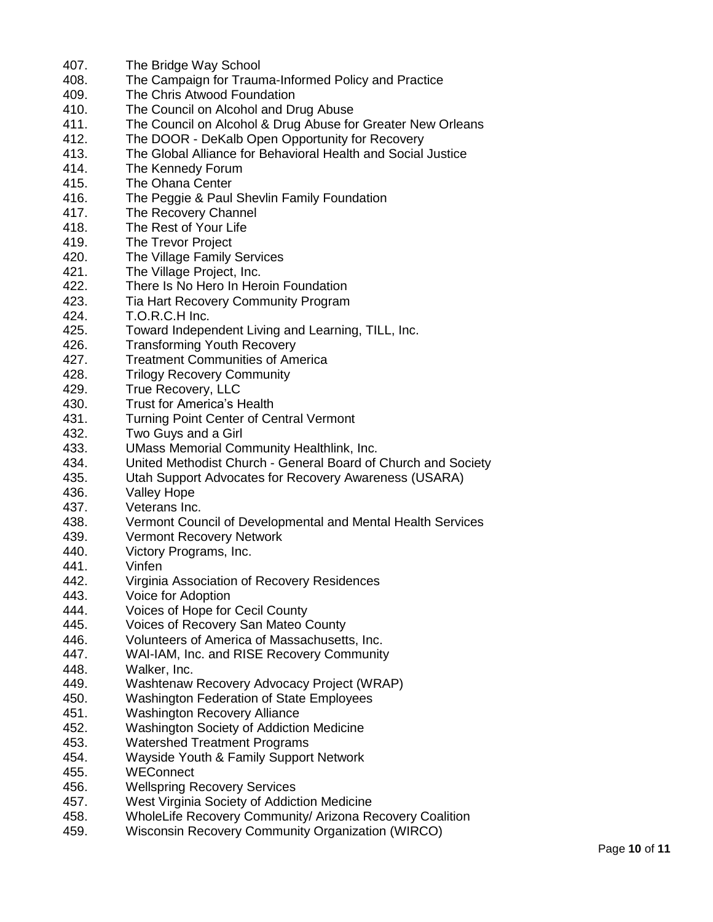407. The Bridge Way School
408. The Campaign for Trauma-Informed Policy and Practice
409. The Chris Atwood Foundation
410. The Council on Alcohol and Drug Abuse
411. The Council on Alcohol & Drug Abuse for Greater New Orleans
412. The DOOR - DeKalb Open Opportunity for Recovery
413. The Global Alliance for Behavioral Health and Social Justice
414. The Kennedy Forum
415. The Ohana Center
416. The Peggie & Paul Shevlin Family Foundation
417. The Recovery Channel
418. The Rest of Your Life
419. The Trevor Project
420. The Village Family Services
421. The Village Project, Inc.
422. There Is No Hero In Heroin Foundation
423. Tia Hart Recovery Community Program
424. T.O.R.C.H Inc.
425. Toward Independent Living and Learning, TILL, Inc.
426. Transforming Youth Recovery
427. Treatment Communities of America
428. Trilogy Recovery Community
429. True Recovery, LLC
430. Trust for America's Health
431. Turning Point Center of Central Vermont
432. Two Guys and a Girl
433. UMass Memorial Community Healthlink, Inc.
434. United Methodist Church - General Board of Church and Society
435. Utah Support Advocates for Recovery Awareness (USARA)
436. Valley Hope
437. Veterans Inc.
438. Vermont Council of Developmental and Mental Health Services
439. Vermont Recovery Network
440. Victory Programs, Inc.
441. Vinfen
442. Virginia Association of Recovery Residences
443. Voice for Adoption
444. Voices of Hope for Cecil County
445. Voices of Recovery San Mateo County
446. Volunteers of America of Massachusetts, Inc.
447. WAI-IAM, Inc. and RISE Recovery Community
448. Walker, Inc.
449. Washtenaw Recovery Advocacy Project (WRAP)
450. Washington Federation of State Employees
451. Washington Recovery Alliance
452. Washington Society of Addiction Medicine
453. Watershed Treatment Programs
454. Wayside Youth & Family Support Network
455. WEConnect
456. Wellspring Recovery Services
457. West Virginia Society of Addiction Medicine
458. WholeLife Recovery Community/ Arizona Recovery Coalition
459. Wisconsin Recovery Community Organization (WIRCO)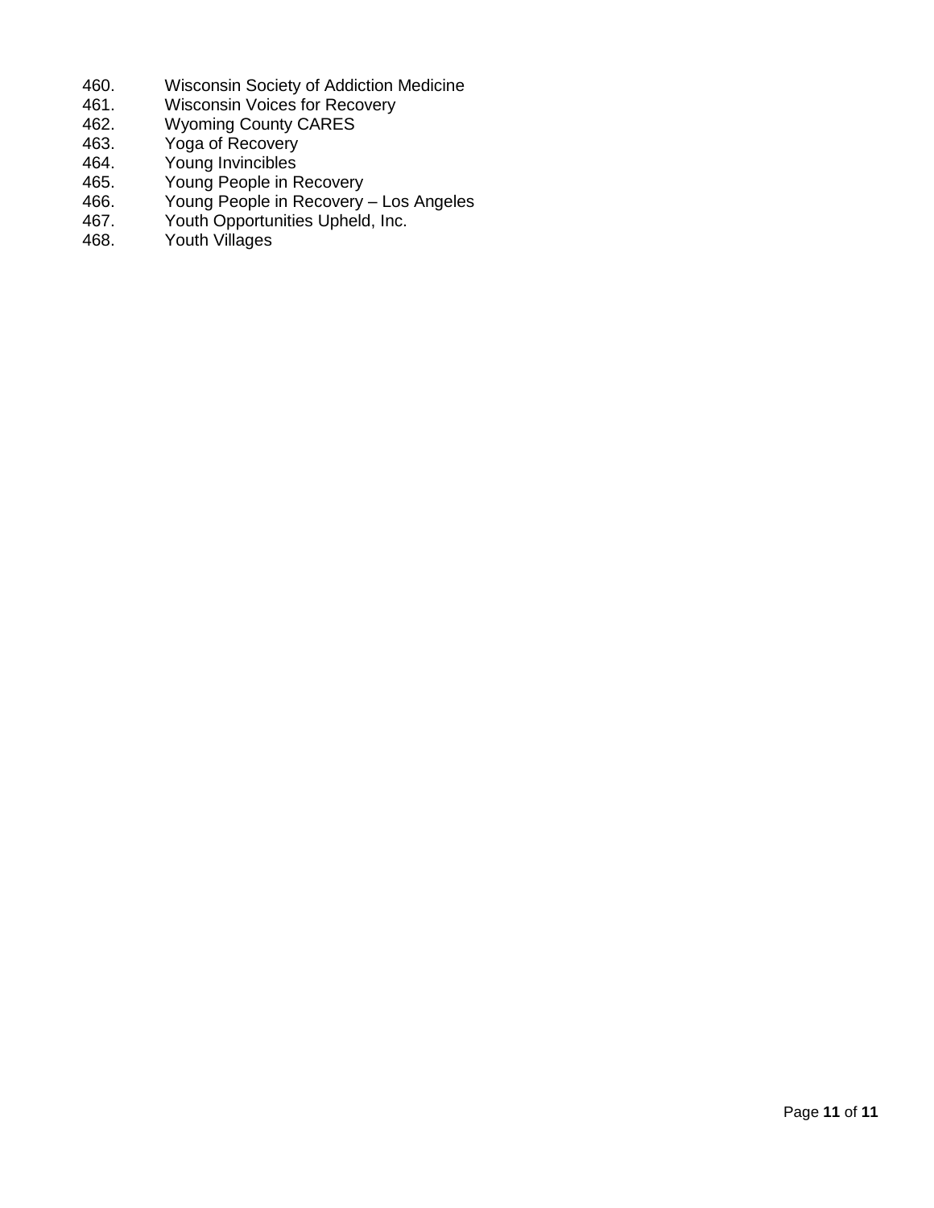460. Wisconsin Society of Addiction Medicine
461. Wisconsin Voices for Recovery
462. Wyoming County CARES
463. Yoga of Recovery
464. Young Invincibles
465. Young People in Recovery
466. Young People in Recovery – Los Angeles
467. Youth Opportunities Upheld, Inc.
468. Youth Villages